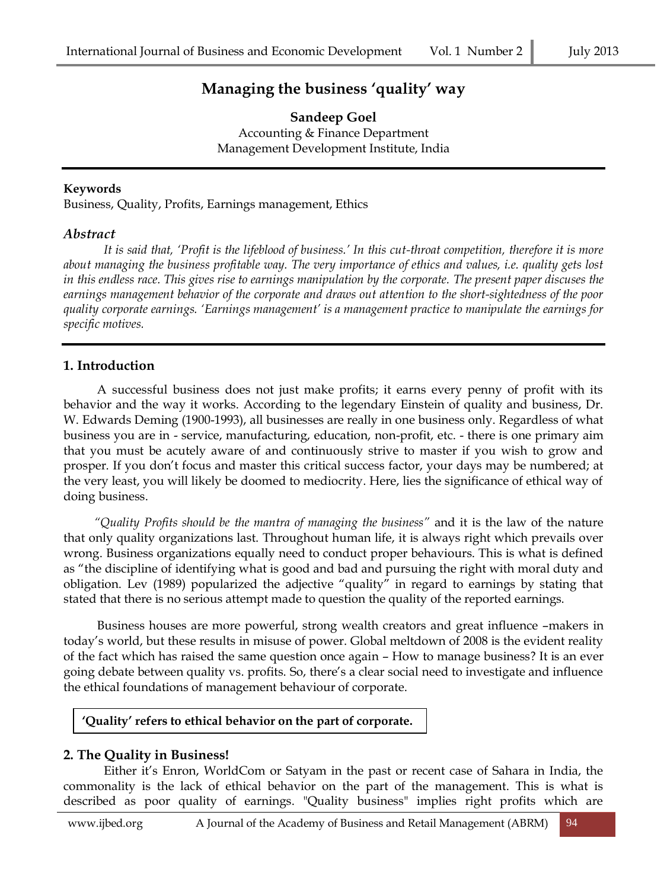# Managing the business 'quality' way

**Sandeep Goel**
Accounting & Finance Department
Management Development Institute, India

**Keywords**
Business, Quality, Profits, Earnings management, Ethics

### *Abstract*

*It is said that, 'Profit is the lifeblood of business.' In this cut-throat competition, therefore it is more about managing the business profitable way. The very importance of ethics and values, i.e. quality gets lost in this endless race. This gives rise to earnings manipulation by the corporate. The present paper discuses the earnings management behavior of the corporate and draws out attention to the short-sightedness of the poor quality corporate earnings. 'Earnings management' is a management practice to manipulate the earnings for specific motives.*

## 1. Introduction

A successful business does not just make profits; it earns every penny of profit with its behavior and the way it works. According to the legendary Einstein of quality and business, Dr. W. Edwards Deming (1900-1993), all businesses are really in one business only. Regardless of what business you are in - service, manufacturing, education, non-profit, etc. - there is one primary aim that you must be acutely aware of and continuously strive to master if you wish to grow and prosper. If you don't focus and master this critical success factor, your days may be numbered; at the very least, you will likely be doomed to mediocrity. Here, lies the significance of ethical way of doing business.

*"Quality Profits should be the mantra of managing the business"* and it is the law of the nature that only quality organizations last. Throughout human life, it is always right which prevails over wrong. Business organizations equally need to conduct proper behaviours. This is what is defined as "the discipline of identifying what is good and bad and pursuing the right with moral duty and obligation. Lev (1989) popularized the adjective "quality" in regard to earnings by stating that stated that there is no serious attempt made to question the quality of the reported earnings.

Business houses are more powerful, strong wealth creators and great influence –makers in today's world, but these results in misuse of power. Global meltdown of 2008 is the evident reality of the fact which has raised the same question once again – How to manage business? It is an ever going debate between quality vs. profits. So, there's a clear social need to investigate and influence the ethical foundations of management behaviour of corporate.

**'Quality' refers to ethical behavior on the part of corporate.**

## 2. The Quality in Business!

Either it's Enron, WorldCom or Satyam in the past or recent case of Sahara in India, the commonality is the lack of ethical behavior on the part of the management. This is what is described as poor quality of earnings. "Quality business" implies right profits which are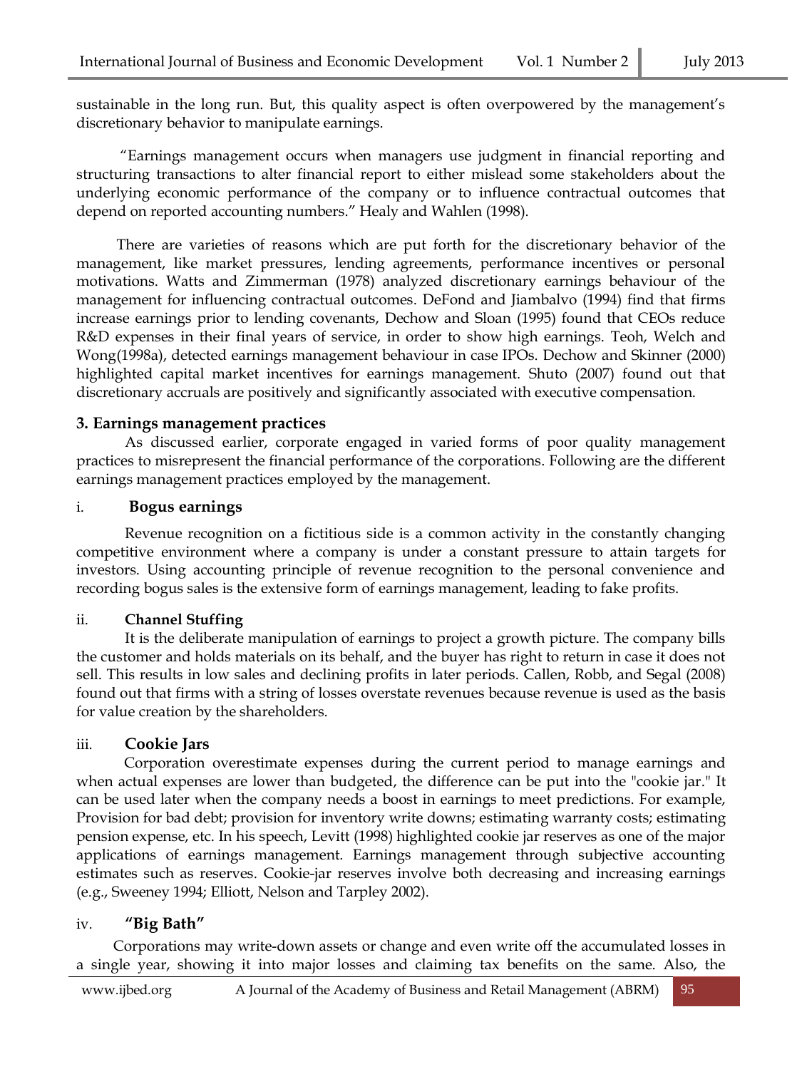sustainable in the long run. But, this quality aspect is often overpowered by the management's discretionary behavior to manipulate earnings.

"Earnings management occurs when managers use judgment in financial reporting and structuring transactions to alter financial report to either mislead some stakeholders about the underlying economic performance of the company or to influence contractual outcomes that depend on reported accounting numbers." Healy and Wahlen (1998).

There are varieties of reasons which are put forth for the discretionary behavior of the management, like market pressures, lending agreements, performance incentives or personal motivations. Watts and Zimmerman (1978) analyzed discretionary earnings behaviour of the management for influencing contractual outcomes. DeFond and Jiambalvo (1994) find that firms increase earnings prior to lending covenants, Dechow and Sloan (1995) found that CEOs reduce R&D expenses in their final years of service, in order to show high earnings. Teoh, Welch and Wong(1998a), detected earnings management behaviour in case IPOs. Dechow and Skinner (2000) highlighted capital market incentives for earnings management. Shuto (2007) found out that discretionary accruals are positively and significantly associated with executive compensation.

## 3. Earnings management practices

As discussed earlier, corporate engaged in varied forms of poor quality management practices to misrepresent the financial performance of the corporations. Following are the different earnings management practices employed by the management.

### i. Bogus earnings

Revenue recognition on a fictitious side is a common activity in the constantly changing competitive environment where a company is under a constant pressure to attain targets for investors. Using accounting principle of revenue recognition to the personal convenience and recording bogus sales is the extensive form of earnings management, leading to fake profits.

### ii. Channel Stuffing

It is the deliberate manipulation of earnings to project a growth picture. The company bills the customer and holds materials on its behalf, and the buyer has right to return in case it does not sell. This results in low sales and declining profits in later periods. Callen, Robb, and Segal (2008) found out that firms with a string of losses overstate revenues because revenue is used as the basis for value creation by the shareholders.

### iii. Cookie Jars

Corporation overestimate expenses during the current period to manage earnings and when actual expenses are lower than budgeted, the difference can be put into the "cookie jar." It can be used later when the company needs a boost in earnings to meet predictions. For example, Provision for bad debt; provision for inventory write downs; estimating warranty costs; estimating pension expense, etc. In his speech, Levitt (1998) highlighted cookie jar reserves as one of the major applications of earnings management. Earnings management through subjective accounting estimates such as reserves. Cookie-jar reserves involve both decreasing and increasing earnings (e.g., Sweeney 1994; Elliott, Nelson and Tarpley 2002).

### iv. "Big Bath"

Corporations may write-down assets or change and even write off the accumulated losses in a single year, showing it into major losses and claiming tax benefits on the same. Also, the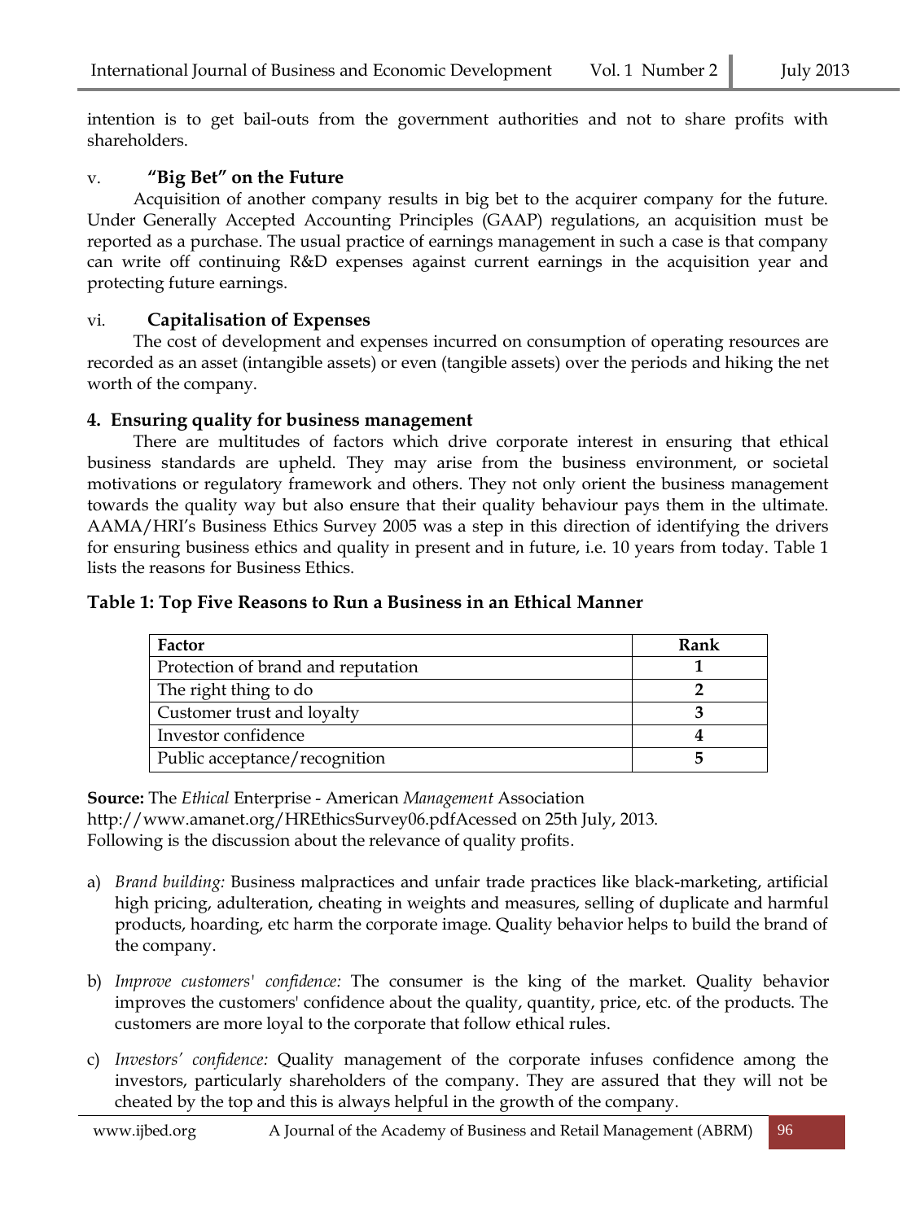intention is to get bail-outs from the government authorities and not to share profits with shareholders.

### v. "Big Bet" on the Future

Acquisition of another company results in big bet to the acquirer company for the future. Under Generally Accepted Accounting Principles (GAAP) regulations, an acquisition must be reported as a purchase. The usual practice of earnings management in such a case is that company can write off continuing R&D expenses against current earnings in the acquisition year and protecting future earnings.

### vi. Capitalisation of Expenses

The cost of development and expenses incurred on consumption of operating resources are recorded as an asset (intangible assets) or even (tangible assets) over the periods and hiking the net worth of the company.

## 4. Ensuring quality for business management

There are multitudes of factors which drive corporate interest in ensuring that ethical business standards are upheld. They may arise from the business environment, or societal motivations or regulatory framework and others. They not only orient the business management towards the quality way but also ensure that their quality behaviour pays them in the ultimate. AAMA/HRI's Business Ethics Survey 2005 was a step in this direction of identifying the drivers for ensuring business ethics and quality in present and in future, i.e. 10 years from today. Table 1 lists the reasons for Business Ethics.

**Table 1: Top Five Reasons to Run a Business in an Ethical Manner**

| Factor | Rank |
|---|---|
| Protection of brand and reputation | **1** |
| The right thing to do | **2** |
| Customer trust and loyalty | **3** |
| Investor confidence | **4** |
| Public acceptance/recognition | **5** |

**Source:** The *Ethical* Enterprise - American *Management* Association http://www.amanet.org/HREthicsSurvey06.pdfAcessed on 25th July, 2013.
Following is the discussion about the relevance of quality profits.

a) *Brand building:* Business malpractices and unfair trade practices like black-marketing, artificial high pricing, adulteration, cheating in weights and measures, selling of duplicate and harmful products, hoarding, etc harm the corporate image. Quality behavior helps to build the brand of the company.

b) *Improve customers' confidence:* The consumer is the king of the market. Quality behavior improves the customers' confidence about the quality, quantity, price, etc. of the products. The customers are more loyal to the corporate that follow ethical rules.

c) *Investors' confidence:* Quality management of the corporate infuses confidence among the investors, particularly shareholders of the company. They are assured that they will not be cheated by the top and this is always helpful in the growth of the company.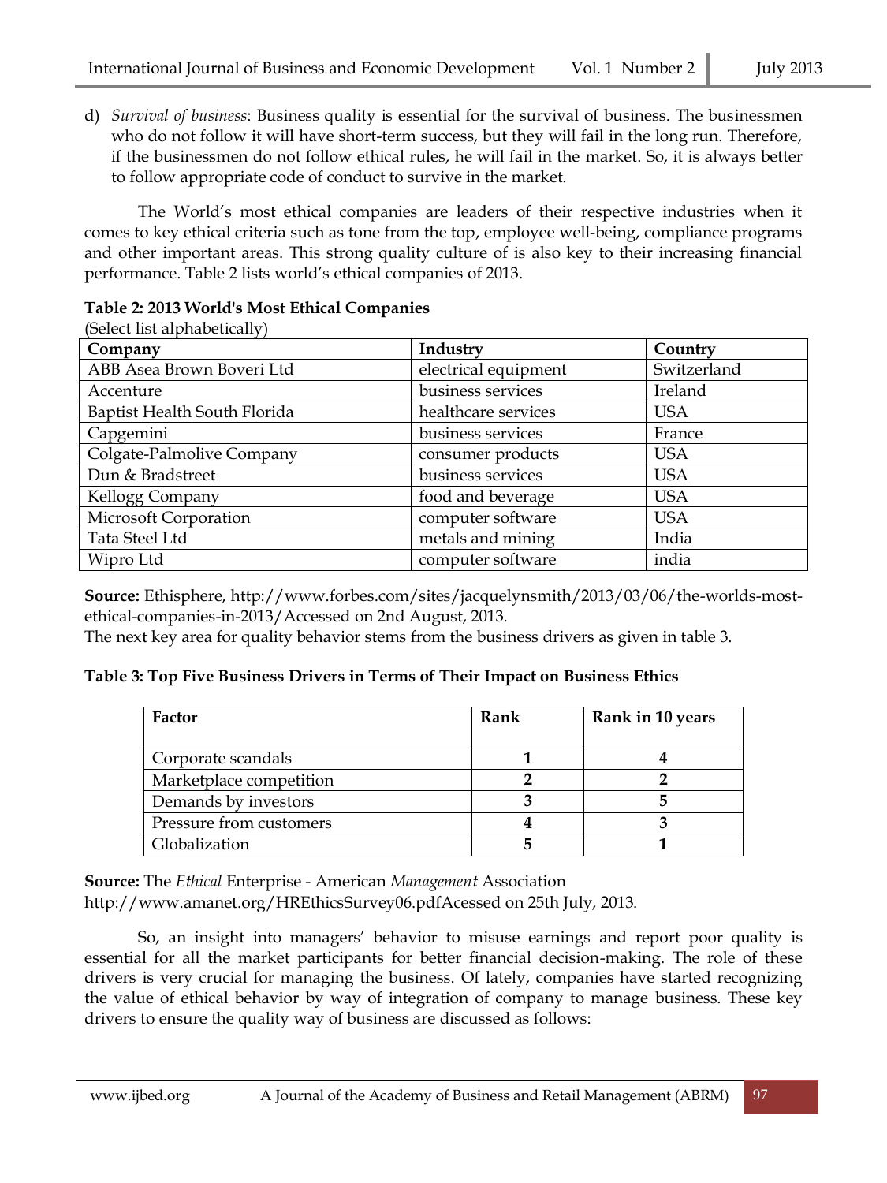d) *Survival of business*: Business quality is essential for the survival of business. The businessmen who do not follow it will have short-term success, but they will fail in the long run. Therefore, if the businessmen do not follow ethical rules, he will fail in the market. So, it is always better to follow appropriate code of conduct to survive in the market.

The World's most ethical companies are leaders of their respective industries when it comes to key ethical criteria such as tone from the top, employee well-being, compliance programs and other important areas. This strong quality culture of is also key to their increasing financial performance. Table 2 lists world's ethical companies of 2013.

**Table 2: 2013 World's Most Ethical Companies**

(Select list alphabetically)

| Company | Industry | Country |
|---|---|---|
| ABB Asea Brown Boveri Ltd | electrical equipment | Switzerland |
| Accenture | business services | Ireland |
| Baptist Health South Florida | healthcare services | USA |
| Capgemini | business services | France |
| Colgate-Palmolive Company | consumer products | USA |
| Dun & Bradstreet | business services | USA |
| Kellogg Company | food and beverage | USA |
| Microsoft Corporation | computer software | USA |
| Tata Steel Ltd | metals and mining | India |
| Wipro Ltd | computer software | india |

**Source:** Ethisphere, http://www.forbes.com/sites/jacquelynsmith/2013/03/06/the-worlds-most-ethical-companies-in-2013/Accessed on 2nd August, 2013.

The next key area for quality behavior stems from the business drivers as given in table 3.

**Table 3: Top Five Business Drivers in Terms of Their Impact on Business Ethics**

| Factor | Rank | Rank in 10 years |
|---|---|---|
| Corporate scandals | **1** | **4** |
| Marketplace competition | **2** | **2** |
| Demands by investors | **3** | **5** |
| Pressure from customers | **4** | **3** |
| Globalization | **5** | **1** |

**Source:** The *Ethical* Enterprise - American *Management* Association http://www.amanet.org/HREthicsSurvey06.pdfAcessed on 25th July, 2013.

So, an insight into managers' behavior to misuse earnings and report poor quality is essential for all the market participants for better financial decision-making. The role of these drivers is very crucial for managing the business. Of lately, companies have started recognizing the value of ethical behavior by way of integration of company to manage business. These key drivers to ensure the quality way of business are discussed as follows: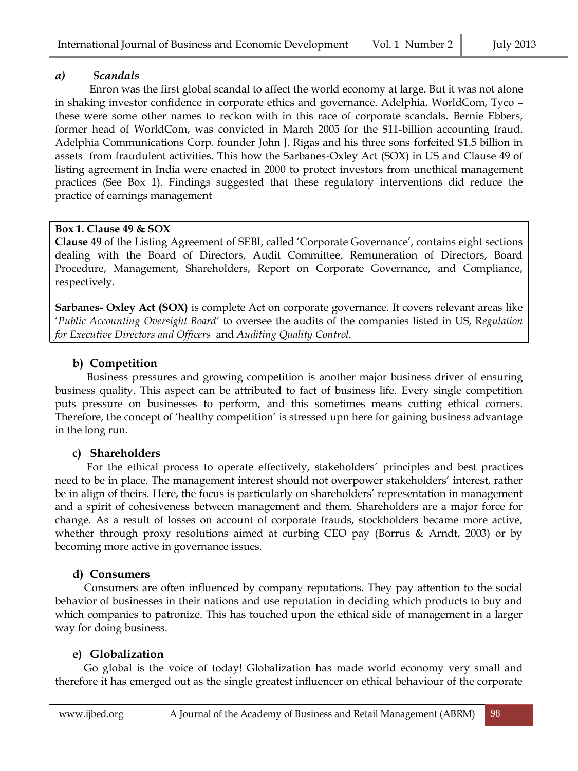### *a) Scandals*

Enron was the first global scandal to affect the world economy at large. But it was not alone in shaking investor confidence in corporate ethics and governance. Adelphia, WorldCom, Tyco – these were some other names to reckon with in this race of corporate scandals. Bernie Ebbers, former head of WorldCom, was convicted in March 2005 for the $11-billion accounting fraud. Adelphia Communications Corp. founder John J. Rigas and his three sons forfeited $1.5 billion in assets from fraudulent activities. This how the Sarbanes-Oxley Act (SOX) in US and Clause 49 of listing agreement in India were enacted in 2000 to protect investors from unethical management practices (See Box 1). Findings suggested that these regulatory interventions did reduce the practice of earnings management

**Box 1. Clause 49 & SOX**

**Clause 49** of the Listing Agreement of SEBI, called 'Corporate Governance', contains eight sections dealing with the Board of Directors, Audit Committee, Remuneration of Directors, Board Procedure, Management, Shareholders, Report on Corporate Governance, and Compliance, respectively.

**Sarbanes- Oxley Act (SOX)** is complete Act on corporate governance. It covers relevant areas like '*Public Accounting Oversight Board'* to oversee the audits of the companies listed in US, R*egulation for Executive Directors and Officers* and *Auditing Quality Control.*

### b) Competition

Business pressures and growing competition is another major business driver of ensuring business quality. This aspect can be attributed to fact of business life. Every single competition puts pressure on businesses to perform, and this sometimes means cutting ethical corners. Therefore, the concept of 'healthy competition' is stressed upn here for gaining business advantage in the long run.

### c) Shareholders

For the ethical process to operate effectively, stakeholders' principles and best practices need to be in place. The management interest should not overpower stakeholders' interest, rather be in align of theirs. Here, the focus is particularly on shareholders' representation in management and a spirit of cohesiveness between management and them. Shareholders are a major force for change. As a result of losses on account of corporate frauds, stockholders became more active, whether through proxy resolutions aimed at curbing CEO pay (Borrus & Arndt, 2003) or by becoming more active in governance issues.

### d) Consumers

Consumers are often influenced by company reputations. They pay attention to the social behavior of businesses in their nations and use reputation in deciding which products to buy and which companies to patronize. This has touched upon the ethical side of management in a larger way for doing business.

### e) Globalization

Go global is the voice of today! Globalization has made world economy very small and therefore it has emerged out as the single greatest influencer on ethical behaviour of the corporate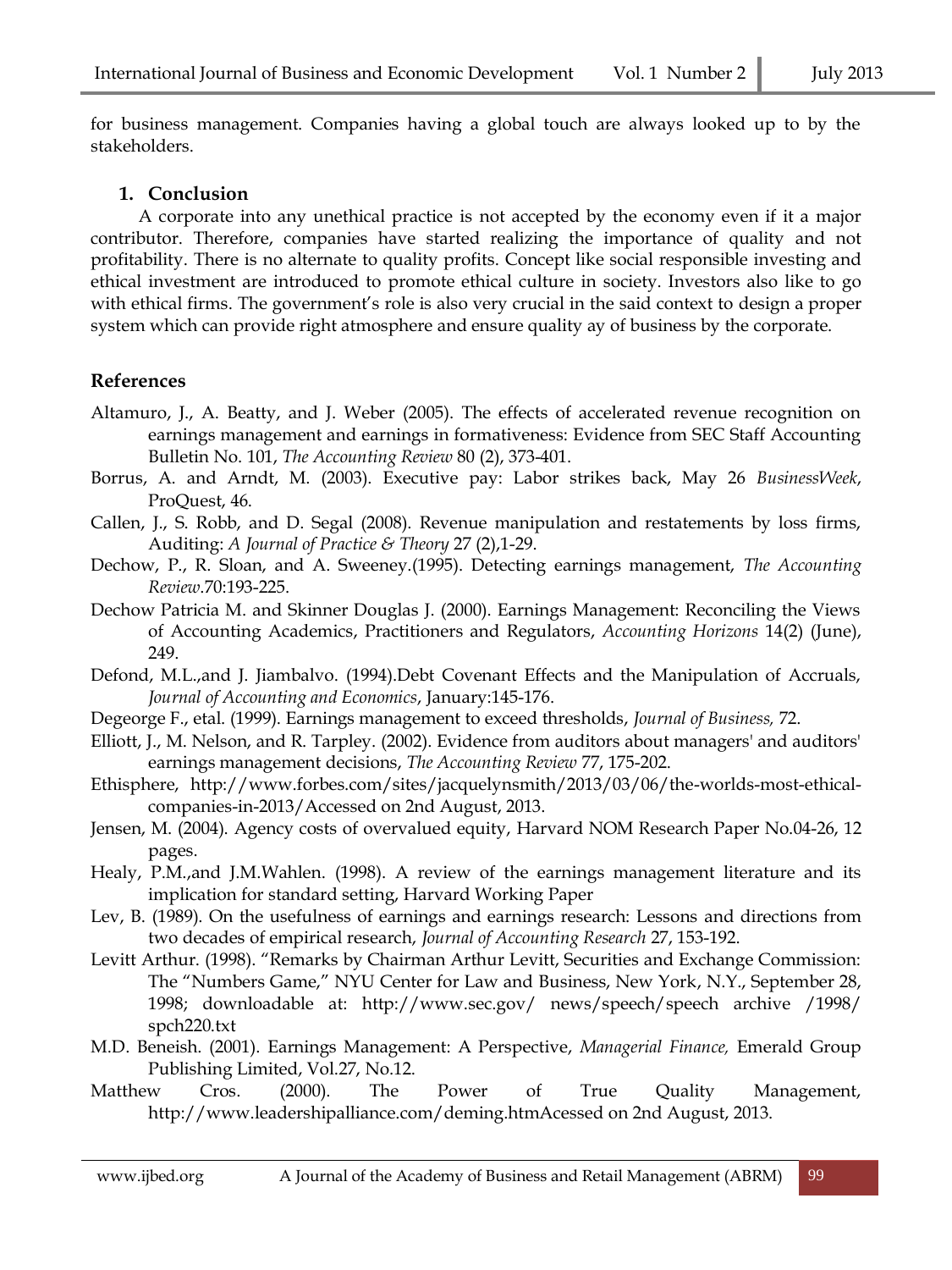for business management. Companies having a global touch are always looked up to by the stakeholders.

## 1. Conclusion

A corporate into any unethical practice is not accepted by the economy even if it a major contributor. Therefore, companies have started realizing the importance of quality and not profitability. There is no alternate to quality profits. Concept like social responsible investing and ethical investment are introduced to promote ethical culture in society. Investors also like to go with ethical firms. The government's role is also very crucial in the said context to design a proper system which can provide right atmosphere and ensure quality ay of business by the corporate.

## References

Altamuro, J., A. Beatty, and J. Weber (2005). The effects of accelerated revenue recognition on earnings management and earnings in formativeness: Evidence from SEC Staff Accounting Bulletin No. 101, *The Accounting Review* 80 (2), 373-401.

Borrus, A. and Arndt, M. (2003). Executive pay: Labor strikes back, May 26 *BusinessWeek*, ProQuest, 46.

Callen, J., S. Robb, and D. Segal (2008). Revenue manipulation and restatements by loss firms, Auditing: *A Journal of Practice & Theory* 27 (2),1-29.

Dechow, P., R. Sloan, and A. Sweeney.(1995). Detecting earnings management, *The Accounting Review*.70:193-225.

Dechow Patricia M. and Skinner Douglas J. (2000). Earnings Management: Reconciling the Views of Accounting Academics, Practitioners and Regulators, *Accounting Horizons* 14(2) (June), 249.

Defond, M.L.,and J. Jiambalvo. (1994).Debt Covenant Effects and the Manipulation of Accruals, *Journal of Accounting and Economics*, January:145-176.

Degeorge F., etal. (1999). Earnings management to exceed thresholds, *Journal of Business,* 72.

Elliott, J., M. Nelson, and R. Tarpley. (2002). Evidence from auditors about managers' and auditors' earnings management decisions, *The Accounting Review* 77, 175-202.

Ethisphere, http://www.forbes.com/sites/jacquelynsmith/2013/03/06/the-worlds-most-ethical-companies-in-2013/Accessed on 2nd August, 2013.

Jensen, M. (2004). Agency costs of overvalued equity, Harvard NOM Research Paper No.04-26, 12 pages.

Healy, P.M.,and J.M.Wahlen. (1998). A review of the earnings management literature and its implication for standard setting, Harvard Working Paper

Lev, B. (1989). On the usefulness of earnings and earnings research: Lessons and directions from two decades of empirical research, *Journal of Accounting Research* 27, 153-192.

Levitt Arthur. (1998). "Remarks by Chairman Arthur Levitt, Securities and Exchange Commission: The "Numbers Game," NYU Center for Law and Business, New York, N.Y., September 28, 1998; downloadable at: http://www.sec.gov/ news/speech/speech archive /1998/ spch220.txt

M.D. Beneish. (2001). Earnings Management: A Perspective, *Managerial Finance,* Emerald Group Publishing Limited, Vol.27, No.12.

Matthew Cros. (2000). The Power of True Quality Management, http://www.leadershipalliance.com/deming.htmAcessed on 2nd August, 2013.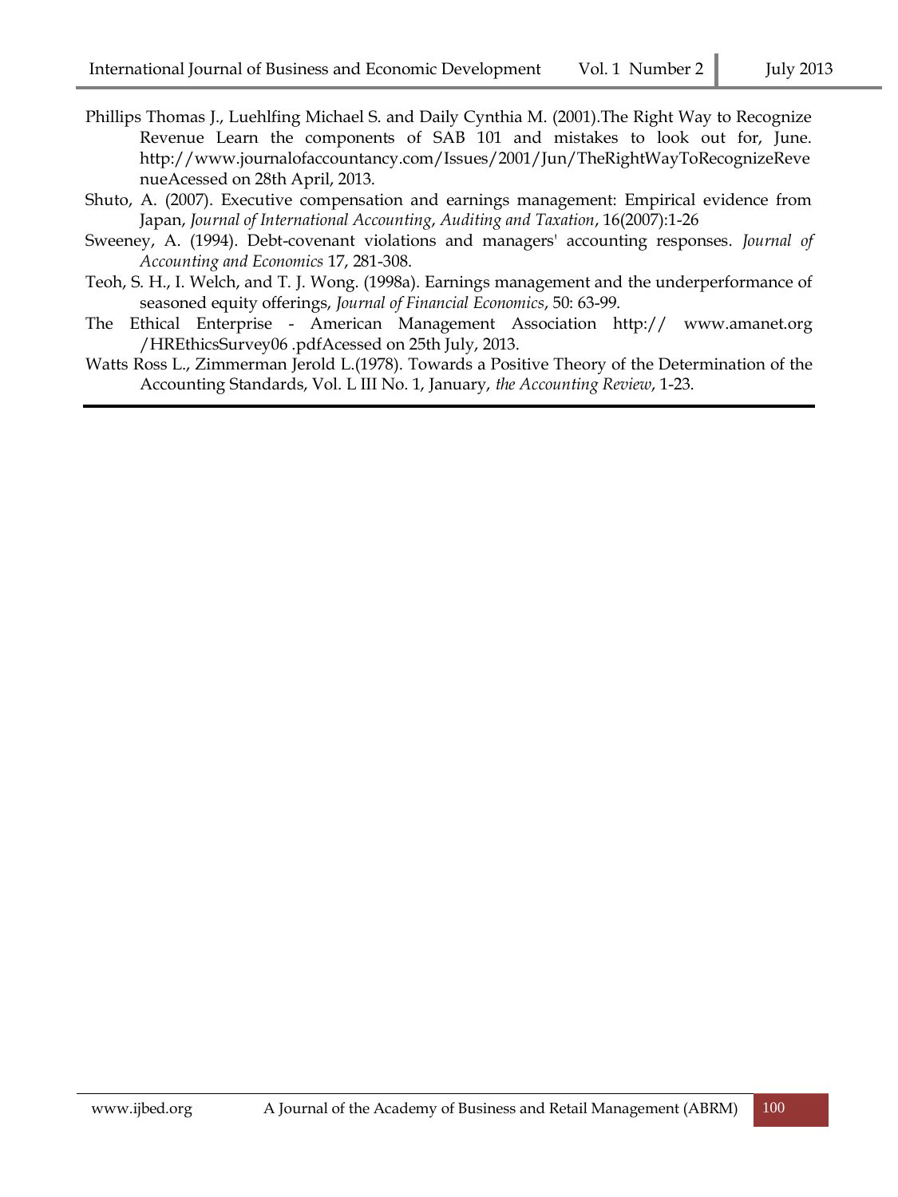Phillips Thomas J., Luehlfing Michael S. and Daily Cynthia M. (2001).The Right Way to Recognize Revenue Learn the components of SAB 101 and mistakes to look out for, June. http://www.journalofaccountancy.com/Issues/2001/Jun/TheRightWayToRecognizeRevenueAcessed on 28th April, 2013.

Shuto, A. (2007). Executive compensation and earnings management: Empirical evidence from Japan, *Journal of International Accounting, Auditing and Taxation*, 16(2007):1-26

Sweeney, A. (1994). Debt-covenant violations and managers' accounting responses. *Journal of Accounting and Economics* 17, 281-308.

Teoh, S. H., I. Welch, and T. J. Wong. (1998a). Earnings management and the underperformance of seasoned equity offerings, *Journal of Financial Economics*, 50: 63-99.

The Ethical Enterprise - American Management Association http:// www.amanet.org /HREthicsSurvey06 .pdfAcessed on 25th July, 2013.

Watts Ross L., Zimmerman Jerold L.(1978). Towards a Positive Theory of the Determination of the Accounting Standards, Vol. L III No. 1, January, *the Accounting Review*, 1-23.